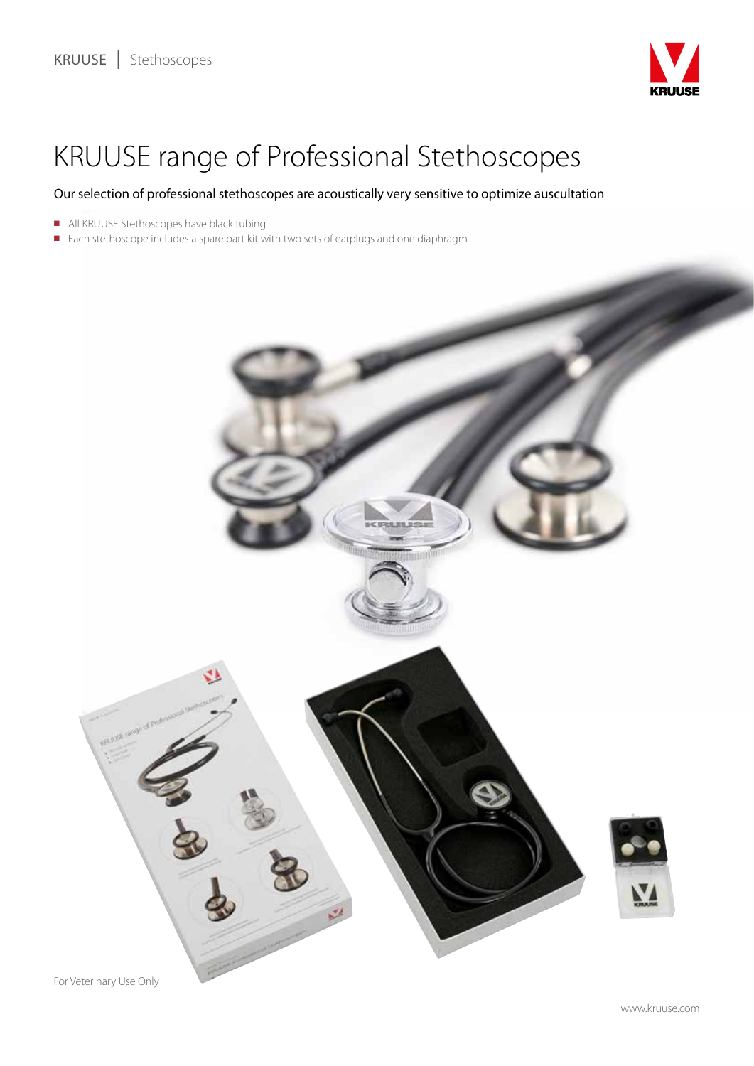# KRUUSE range of Professional Stethoscopes

Our selection of professional stethoscopes are acoustically very sensitive to optimize auscultation

- All KRUUSE Stethoscopes have black tubing
- Each stethoscope includes a spare part kit with two sets of earplugs and one diaphragm

For Veterinary Use Only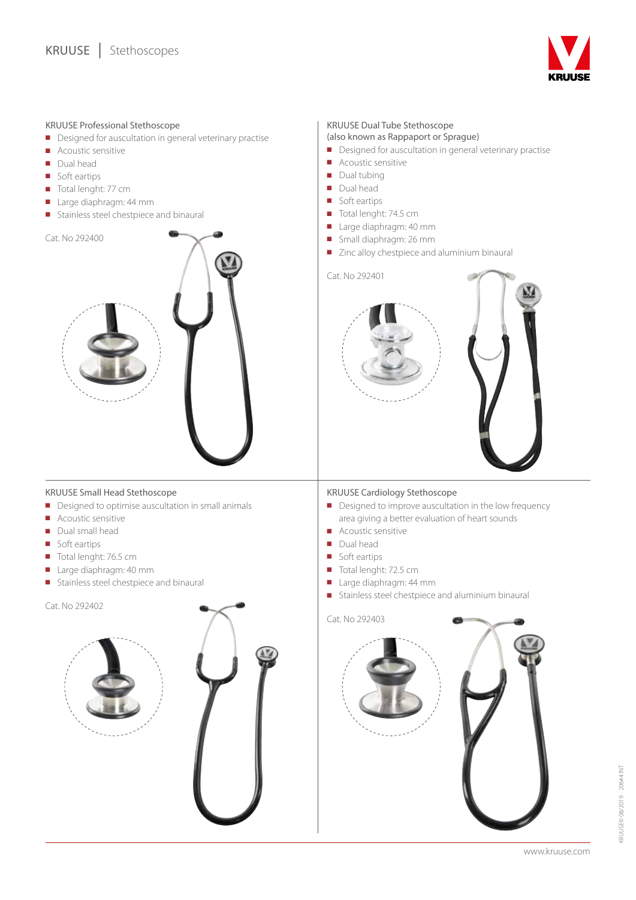# KRUUSE | Stethoscopes

## KRUUSE Professional Stethoscope

- Designed for auscultation in general veterinary practise
- Acoustic sensitive
- Dual head
- Soft eartips
- Total lenght: 77 cm
- Large diaphragm: 44 mm
- Stainless steel chestpiece and binaural

Cat. No 292400

## KRUUSE Dual Tube Stethoscope
(also known as Rappaport or Sprague)

- Designed for auscultation in general veterinary practise
- Acoustic sensitive
- Dual tubing
- Dual head
- Soft eartips
- Total lenght: 74.5 cm
- Large diaphragm: 40 mm
- Small diaphragm: 26 mm
- Zinc alloy chestpiece and aluminium binaural

Cat. No 292401

## KRUUSE Small Head Stethoscope

- Designed to optimise auscultation in small animals
- Acoustic sensitive
- Dual small head
- Soft eartips
- Total lenght: 76.5 cm
- Large diaphragm: 40 mm
- Stainless steel chestpiece and binaural

Cat. No 292402

## KRUUSE Cardiology Stethoscope

- Designed to improve auscultation in the low frequency area giving a better evaluation of heart sounds
- Acoustic sensitive
- Dual head
- Soft eartips
- Total lenght: 72.5 cm
- Large diaphragm: 44 mm
- Stainless steel chestpiece and aluminium binaural

Cat. No 292403

www.kruuse.com

KRUUSE© 08/2019 · 20644 INT